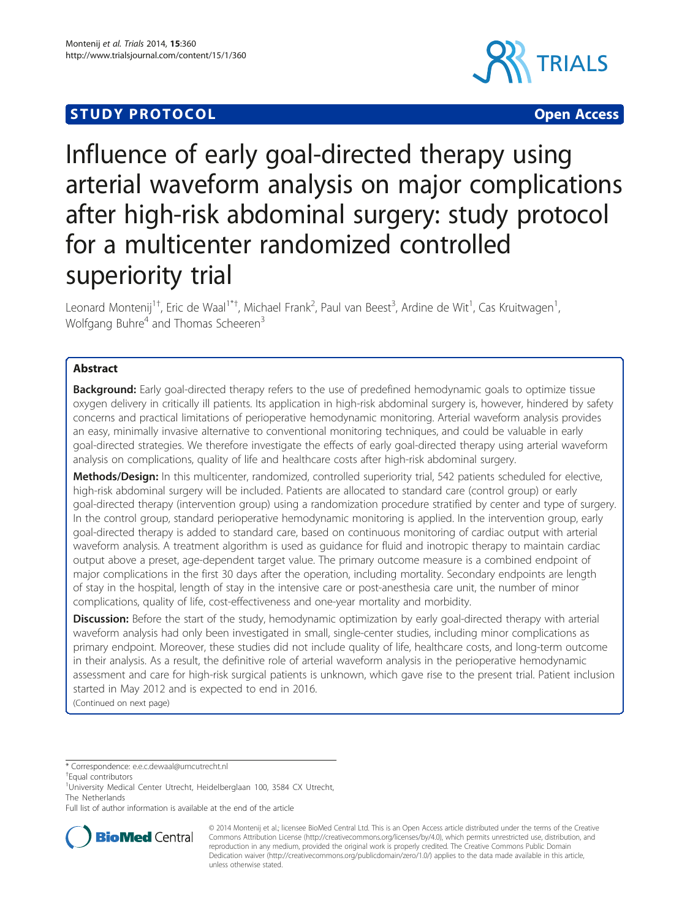**STUDY PROTOCOL** **Open Access**

# Influence of early goal-directed therapy using arterial waveform analysis on major complications after high-risk abdominal surgery: study protocol for a multicenter randomized controlled superiority trial

Leonard Montenij[1†], Eric de Waal[1*†], Michael Frank[2], Paul van Beest[3], Ardine de Wit[1], Cas Kruitwagen[1], Wolfgang Buhre[4] and Thomas Scheeren[3]

## Abstract

**Background:** Early goal-directed therapy refers to the use of predefined hemodynamic goals to optimize tissue oxygen delivery in critically ill patients. Its application in high-risk abdominal surgery is, however, hindered by safety concerns and practical limitations of perioperative hemodynamic monitoring. Arterial waveform analysis provides an easy, minimally invasive alternative to conventional monitoring techniques, and could be valuable in early goal-directed strategies. We therefore investigate the effects of early goal-directed therapy using arterial waveform analysis on complications, quality of life and healthcare costs after high-risk abdominal surgery.

**Methods/Design:** In this multicenter, randomized, controlled superiority trial, 542 patients scheduled for elective, high-risk abdominal surgery will be included. Patients are allocated to standard care (control group) or early goal-directed therapy (intervention group) using a randomization procedure stratified by center and type of surgery. In the control group, standard perioperative hemodynamic monitoring is applied. In the intervention group, early goal-directed therapy is added to standard care, based on continuous monitoring of cardiac output with arterial waveform analysis. A treatment algorithm is used as guidance for fluid and inotropic therapy to maintain cardiac output above a preset, age-dependent target value. The primary outcome measure is a combined endpoint of major complications in the first 30 days after the operation, including mortality. Secondary endpoints are length of stay in the hospital, length of stay in the intensive care or post-anesthesia care unit, the number of minor complications, quality of life, cost-effectiveness and one-year mortality and morbidity.

**Discussion:** Before the start of the study, hemodynamic optimization by early goal-directed therapy with arterial waveform analysis had only been investigated in small, single-center studies, including minor complications as primary endpoint. Moreover, these studies did not include quality of life, healthcare costs, and long-term outcome in their analysis. As a result, the definitive role of arterial waveform analysis in the perioperative hemodynamic assessment and care for high-risk surgical patients is unknown, which gave rise to the present trial. Patient inclusion started in May 2012 and is expected to end in 2016.

(Continued on next page)

---

* Correspondence: e.e.c.dewaal@umcutrecht.nl

†Equal contributors

[1]University Medical Center Utrecht, Heidelberglaan 100, 3584 CX Utrecht, The Netherlands

Full list of author information is available at the end of the article

© 2014 Montenij et al.; licensee BioMed Central Ltd. This is an Open Access article distributed under the terms of the Creative Commons Attribution License (http://creativecommons.org/licenses/by/4.0), which permits unrestricted use, distribution, and reproduction in any medium, provided the original work is properly credited. The Creative Commons Public Domain Dedication waiver (http://creativecommons.org/publicdomain/zero/1.0/) applies to the data made available in this article, unless otherwise stated.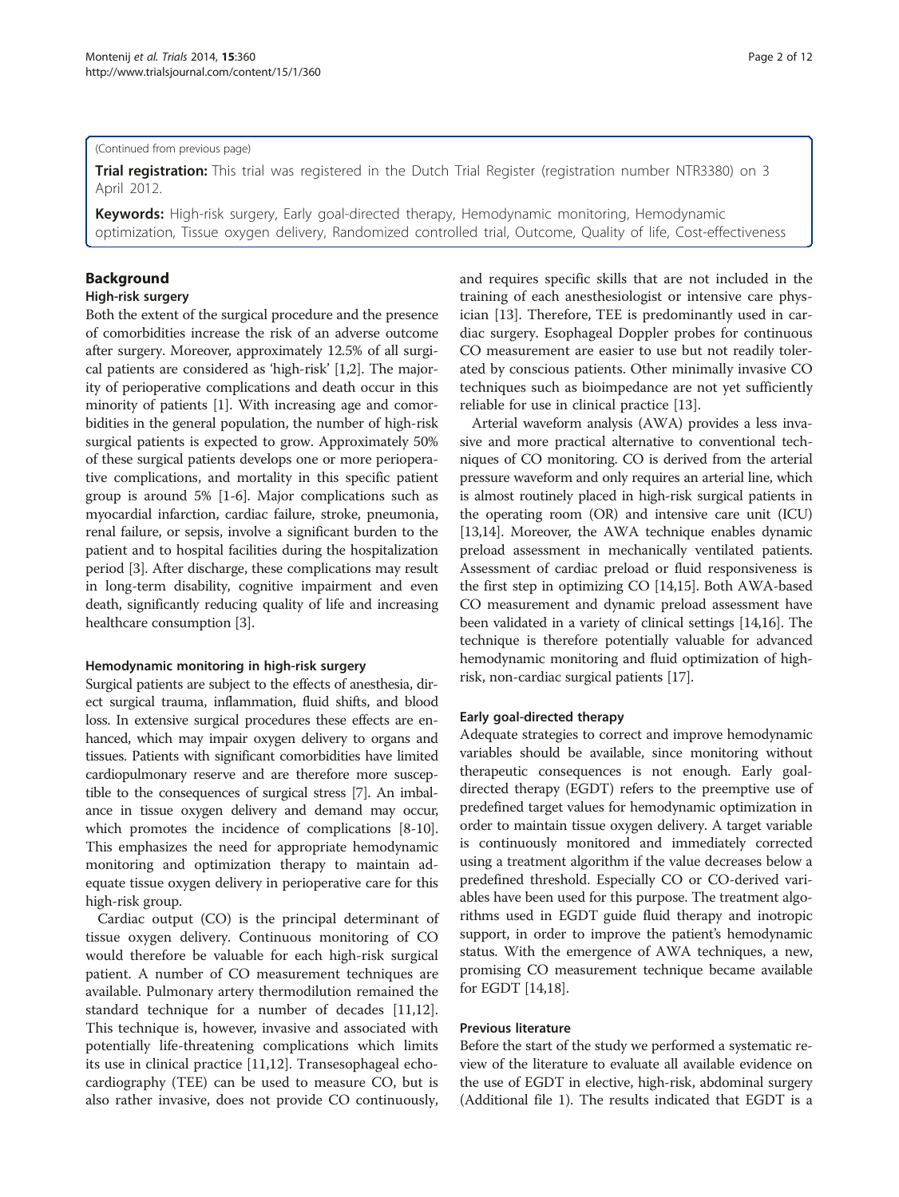(Continued from previous page)

**Trial registration:** This trial was registered in the Dutch Trial Register (registration number NTR3380) on 3 April 2012.

**Keywords:** High-risk surgery, Early goal-directed therapy, Hemodynamic monitoring, Hemodynamic optimization, Tissue oxygen delivery, Randomized controlled trial, Outcome, Quality of life, Cost-effectiveness

## Background

### High-risk surgery

Both the extent of the surgical procedure and the presence of comorbidities increase the risk of an adverse outcome after surgery. Moreover, approximately 12.5% of all surgical patients are considered as 'high-risk' [1,2]. The majority of perioperative complications and death occur in this minority of patients [1]. With increasing age and comorbidities in the general population, the number of high-risk surgical patients is expected to grow. Approximately 50% of these surgical patients develops one or more perioperative complications, and mortality in this specific patient group is around 5% [1-6]. Major complications such as myocardial infarction, cardiac failure, stroke, pneumonia, renal failure, or sepsis, involve a significant burden to the patient and to hospital facilities during the hospitalization period [3]. After discharge, these complications may result in long-term disability, cognitive impairment and even death, significantly reducing quality of life and increasing healthcare consumption [3].

### Hemodynamic monitoring in high-risk surgery

Surgical patients are subject to the effects of anesthesia, direct surgical trauma, inflammation, fluid shifts, and blood loss. In extensive surgical procedures these effects are enhanced, which may impair oxygen delivery to organs and tissues. Patients with significant comorbidities have limited cardiopulmonary reserve and are therefore more susceptible to the consequences of surgical stress [7]. An imbalance in tissue oxygen delivery and demand may occur, which promotes the incidence of complications [8-10]. This emphasizes the need for appropriate hemodynamic monitoring and optimization therapy to maintain adequate tissue oxygen delivery in perioperative care for this high-risk group.

Cardiac output (CO) is the principal determinant of tissue oxygen delivery. Continuous monitoring of CO would therefore be valuable for each high-risk surgical patient. A number of CO measurement techniques are available. Pulmonary artery thermodilution remained the standard technique for a number of decades [11,12]. This technique is, however, invasive and associated with potentially life-threatening complications which limits its use in clinical practice [11,12]. Transesophageal echocardiography (TEE) can be used to measure CO, but is also rather invasive, does not provide CO continuously, and requires specific skills that are not included in the training of each anesthesiologist or intensive care physician [13]. Therefore, TEE is predominantly used in cardiac surgery. Esophageal Doppler probes for continuous CO measurement are easier to use but not readily tolerated by conscious patients. Other minimally invasive CO techniques such as bioimpedance are not yet sufficiently reliable for use in clinical practice [13].

Arterial waveform analysis (AWA) provides a less invasive and more practical alternative to conventional techniques of CO monitoring. CO is derived from the arterial pressure waveform and only requires an arterial line, which is almost routinely placed in high-risk surgical patients in the operating room (OR) and intensive care unit (ICU) [13,14]. Moreover, the AWA technique enables dynamic preload assessment in mechanically ventilated patients. Assessment of cardiac preload or fluid responsiveness is the first step in optimizing CO [14,15]. Both AWA-based CO measurement and dynamic preload assessment have been validated in a variety of clinical settings [14,16]. The technique is therefore potentially valuable for advanced hemodynamic monitoring and fluid optimization of high-risk, non-cardiac surgical patients [17].

### Early goal-directed therapy

Adequate strategies to correct and improve hemodynamic variables should be available, since monitoring without therapeutic consequences is not enough. Early goal-directed therapy (EGDT) refers to the preemptive use of predefined target values for hemodynamic optimization in order to maintain tissue oxygen delivery. A target variable is continuously monitored and immediately corrected using a treatment algorithm if the value decreases below a predefined threshold. Especially CO or CO-derived variables have been used for this purpose. The treatment algorithms used in EGDT guide fluid therapy and inotropic support, in order to improve the patient's hemodynamic status. With the emergence of AWA techniques, a new, promising CO measurement technique became available for EGDT [14,18].

### Previous literature

Before the start of the study we performed a systematic review of the literature to evaluate all available evidence on the use of EGDT in elective, high-risk, abdominal surgery (Additional file 1). The results indicated that EGDT is a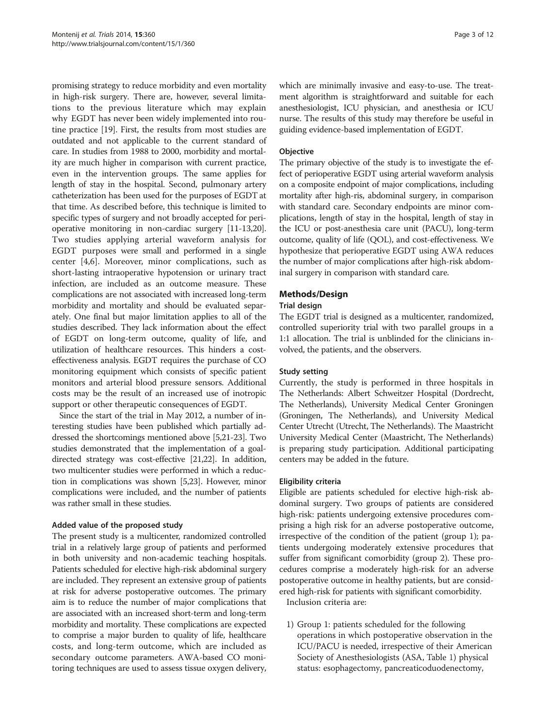promising strategy to reduce morbidity and even mortality in high-risk surgery. There are, however, several limitations to the previous literature which may explain why EGDT has never been widely implemented into routine practice [19]. First, the results from most studies are outdated and not applicable to the current standard of care. In studies from 1988 to 2000, morbidity and mortality are much higher in comparison with current practice, even in the intervention groups. The same applies for length of stay in the hospital. Second, pulmonary artery catheterization has been used for the purposes of EGDT at that time. As described before, this technique is limited to specific types of surgery and not broadly accepted for perioperative monitoring in non-cardiac surgery [11-13,20]. Two studies applying arterial waveform analysis for EGDT purposes were small and performed in a single center [4,6]. Moreover, minor complications, such as short-lasting intraoperative hypotension or urinary tract infection, are included as an outcome measure. These complications are not associated with increased long-term morbidity and mortality and should be evaluated separately. One final but major limitation applies to all of the studies described. They lack information about the effect of EGDT on long-term outcome, quality of life, and utilization of healthcare resources. This hinders a cost-effectiveness analysis. EGDT requires the purchase of CO monitoring equipment which consists of specific patient monitors and arterial blood pressure sensors. Additional costs may be the result of an increased use of inotropic support or other therapeutic consequences of EGDT.

Since the start of the trial in May 2012, a number of interesting studies have been published which partially addressed the shortcomings mentioned above [5,21-23]. Two studies demonstrated that the implementation of a goal-directed strategy was cost-effective [21,22]. In addition, two multicenter studies were performed in which a reduction in complications was shown [5,23]. However, minor complications were included, and the number of patients was rather small in these studies.

### Added value of the proposed study

The present study is a multicenter, randomized controlled trial in a relatively large group of patients and performed in both university and non-academic teaching hospitals. Patients scheduled for elective high-risk abdominal surgery are included. They represent an extensive group of patients at risk for adverse postoperative outcomes. The primary aim is to reduce the number of major complications that are associated with an increased short-term and long-term morbidity and mortality. These complications are expected to comprise a major burden to quality of life, healthcare costs, and long-term outcome, which are included as secondary outcome parameters. AWA-based CO monitoring techniques are used to assess tissue oxygen delivery, which are minimally invasive and easy-to-use. The treatment algorithm is straightforward and suitable for each anesthesiologist, ICU physician, and anesthesia or ICU nurse. The results of this study may therefore be useful in guiding evidence-based implementation of EGDT.

### Objective

The primary objective of the study is to investigate the effect of perioperative EGDT using arterial waveform analysis on a composite endpoint of major complications, including mortality after high-ris, abdominal surgery, in comparison with standard care. Secondary endpoints are minor complications, length of stay in the hospital, length of stay in the ICU or post-anesthesia care unit (PACU), long-term outcome, quality of life (QOL), and cost-effectiveness. We hypothesize that perioperative EGDT using AWA reduces the number of major complications after high-risk abdominal surgery in comparison with standard care.

## Methods/Design

### Trial design

The EGDT trial is designed as a multicenter, randomized, controlled superiority trial with two parallel groups in a 1:1 allocation. The trial is unblinded for the clinicians involved, the patients, and the observers.

### Study setting

Currently, the study is performed in three hospitals in The Netherlands: Albert Schweitzer Hospital (Dordrecht, The Netherlands), University Medical Center Groningen (Groningen, The Netherlands), and University Medical Center Utrecht (Utrecht, The Netherlands). The Maastricht University Medical Center (Maastricht, The Netherlands) is preparing study participation. Additional participating centers may be added in the future.

### Eligibility criteria

Eligible are patients scheduled for elective high-risk abdominal surgery. Two groups of patients are considered high-risk: patients undergoing extensive procedures comprising a high risk for an adverse postoperative outcome, irrespective of the condition of the patient (group 1); patients undergoing moderately extensive procedures that suffer from significant comorbidity (group 2). These procedures comprise a moderately high-risk for an adverse postoperative outcome in healthy patients, but are considered high-risk for patients with significant comorbidity.

Inclusion criteria are:

1) Group 1: patients scheduled for the following operations in which postoperative observation in the ICU/PACU is needed, irrespective of their American Society of Anesthesiologists (ASA, Table 1) physical status: esophagectomy, pancreaticoduodenectomy,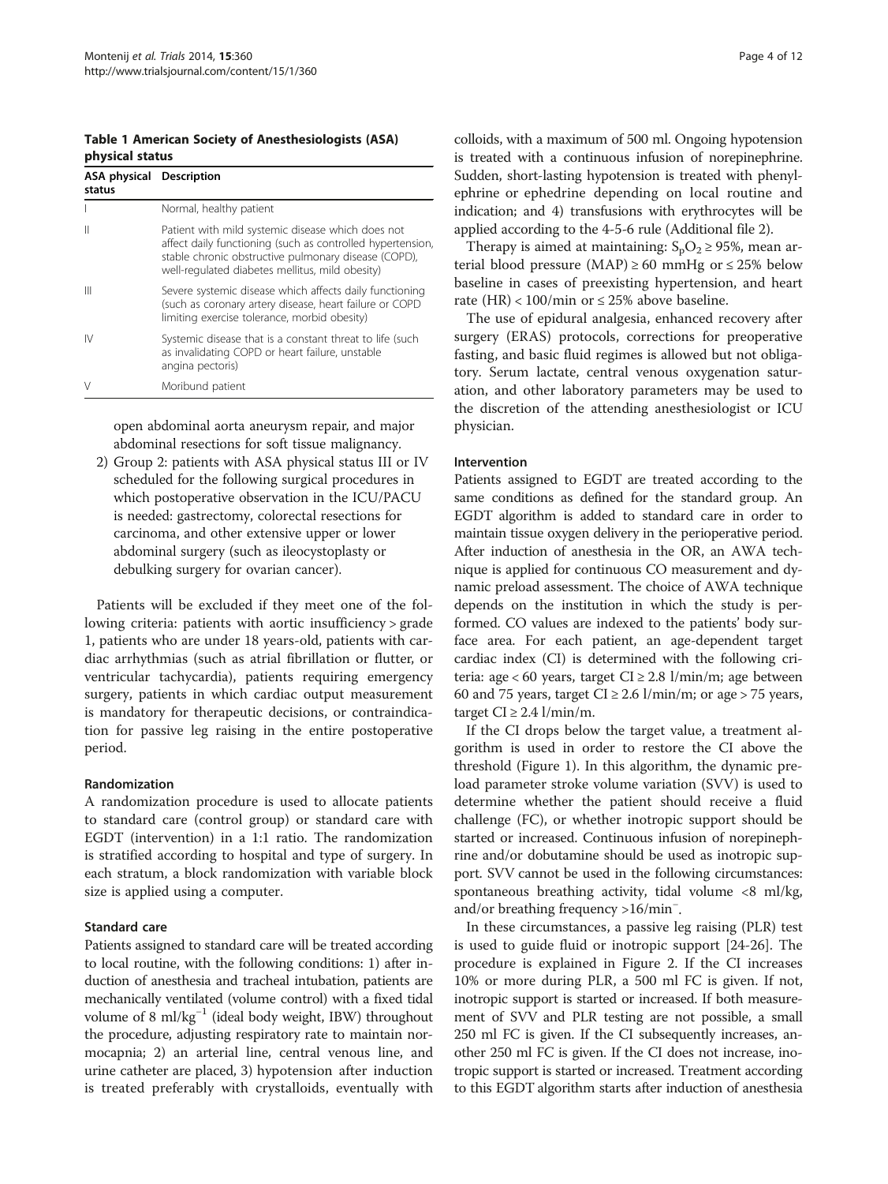**Table 1 American Society of Anesthesiologists (ASA) physical status**

| ASA physical status | Description |
|---|---|
| I | Normal, healthy patient |
| II | Patient with mild systemic disease which does not affect daily functioning (such as controlled hypertension, stable chronic obstructive pulmonary disease (COPD), well-regulated diabetes mellitus, mild obesity) |
| III | Severe systemic disease which affects daily functioning (such as coronary artery disease, heart failure or COPD limiting exercise tolerance, morbid obesity) |
| IV | Systemic disease that is a constant threat to life (such as invalidating COPD or heart failure, unstable angina pectoris) |
| V | Moribund patient |

open abdominal aorta aneurysm repair, and major abdominal resections for soft tissue malignancy.

2) Group 2: patients with ASA physical status III or IV scheduled for the following surgical procedures in which postoperative observation in the ICU/PACU is needed: gastrectomy, colorectal resections for carcinoma, and other extensive upper or lower abdominal surgery (such as ileocystoplasty or debulking surgery for ovarian cancer).

Patients will be excluded if they meet one of the following criteria: patients with aortic insufficiency > grade 1, patients who are under 18 years-old, patients with cardiac arrhythmias (such as atrial fibrillation or flutter, or ventricular tachycardia), patients requiring emergency surgery, patients in which cardiac output measurement is mandatory for therapeutic decisions, or contraindication for passive leg raising in the entire postoperative period.

#### Randomization

A randomization procedure is used to allocate patients to standard care (control group) or standard care with EGDT (intervention) in a 1:1 ratio. The randomization is stratified according to hospital and type of surgery. In each stratum, a block randomization with variable block size is applied using a computer.

#### Standard care

Patients assigned to standard care will be treated according to local routine, with the following conditions: 1) after induction of anesthesia and tracheal intubation, patients are mechanically ventilated (volume control) with a fixed tidal volume of 8 $ml/kg^{-1}$ (ideal body weight, IBW) throughout the procedure, adjusting respiratory rate to maintain normocapnia; 2) an arterial line, central venous line, and urine catheter are placed, 3) hypotension after induction is treated preferably with crystalloids, eventually with colloids, with a maximum of 500 ml. Ongoing hypotension is treated with a continuous infusion of norepinephrine. Sudden, short-lasting hypotension is treated with phenylephrine or ephedrine depending on local routine and indication; and 4) transfusions with erythrocytes will be applied according to the 4-5-6 rule (Additional file 2).

Therapy is aimed at maintaining: $S_pO_2 \geq 95\%$, mean arterial blood pressure (MAP) $\geq 60$ mmHg or $\leq 25\%$ below baseline in cases of preexisting hypertension, and heart rate (HR) $< 100$/min or $\leq 25\%$ above baseline.

The use of epidural analgesia, enhanced recovery after surgery (ERAS) protocols, corrections for preoperative fasting, and basic fluid regimes is allowed but not obligatory. Serum lactate, central venous oxygenation saturation, and other laboratory parameters may be used to the discretion of the attending anesthesiologist or ICU physician.

#### Intervention

Patients assigned to EGDT are treated according to the same conditions as defined for the standard group. An EGDT algorithm is added to standard care in order to maintain tissue oxygen delivery in the perioperative period. After induction of anesthesia in the OR, an AWA technique is applied for continuous CO measurement and dynamic preload assessment. The choice of AWA technique depends on the institution in which the study is performed. CO values are indexed to the patients' body surface area. For each patient, an age-dependent target cardiac index (CI) is determined with the following criteria: age < 60 years, target CI $\geq 2.8$ l/min/m; age between 60 and 75 years, target CI $\geq 2.6$ l/min/m; or age > 75 years, target CI $\geq 2.4$ l/min/m.

If the CI drops below the target value, a treatment algorithm is used in order to restore the CI above the threshold (Figure 1). In this algorithm, the dynamic preload parameter stroke volume variation (SVV) is used to determine whether the patient should receive a fluid challenge (FC), or whether inotropic support should be started or increased. Continuous infusion of norepinephrine and/or dobutamine should be used as inotropic support. SVV cannot be used in the following circumstances: spontaneous breathing activity, tidal volume <8 ml/kg, and/or breathing frequency $>16/min^{-}$.

In these circumstances, a passive leg raising (PLR) test is used to guide fluid or inotropic support [24-26]. The procedure is explained in Figure 2. If the CI increases 10% or more during PLR, a 500 ml FC is given. If not, inotropic support is started or increased. If both measurement of SVV and PLR testing are not possible, a small 250 ml FC is given. If the CI subsequently increases, another 250 ml FC is given. If the CI does not increase, inotropic support is started or increased. Treatment according to this EGDT algorithm starts after induction of anesthesia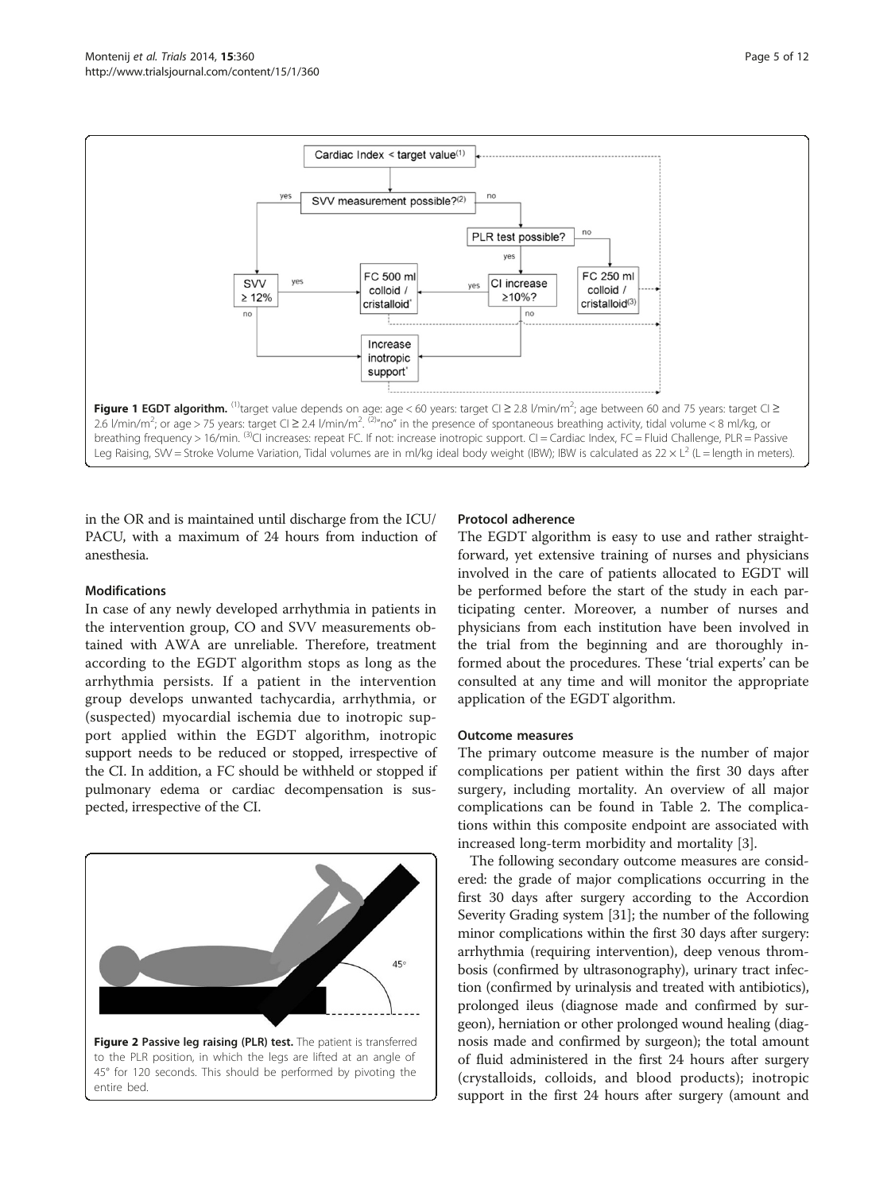**Figure 1 EGDT algorithm.** [(1)]target value depends on age: age < 60 years: target CI ≥ 2.8 l/min/m$^2$; age between 60 and 75 years: target CI ≥ 2.6 l/min/m$^2$; or age > 75 years: target CI ≥ 2.4 l/min/m$^2$. [(2)]"no" in the presence of spontaneous breathing activity, tidal volume < 8 ml/kg, or breathing frequency > 16/min. [(3)]CI increases: repeat FC. If not: increase inotropic support. CI = Cardiac Index, FC = Fluid Challenge, PLR = Passive Leg Raising, SVV = Stroke Volume Variation, Tidal volumes are in ml/kg ideal body weight (IBW); IBW is calculated as $22 \times L^2$ (L = length in meters).

in the OR and is maintained until discharge from the ICU/PACU, with a maximum of 24 hours from induction of anesthesia.

### Modifications

In case of any newly developed arrhythmia in patients in the intervention group, CO and SVV measurements obtained with AWA are unreliable. Therefore, treatment according to the EGDT algorithm stops as long as the arrhythmia persists. If a patient in the intervention group develops unwanted tachycardia, arrhythmia, or (suspected) myocardial ischemia due to inotropic support applied within the EGDT algorithm, inotropic support needs to be reduced or stopped, irrespective of the CI. In addition, a FC should be withheld or stopped if pulmonary edema or cardiac decompensation is suspected, irrespective of the CI.

**Figure 2 Passive leg raising (PLR) test.** The patient is transferred to the PLR position, in which the legs are lifted at an angle of 45° for 120 seconds. This should be performed by pivoting the entire bed.

### Protocol adherence

The EGDT algorithm is easy to use and rather straightforward, yet extensive training of nurses and physicians involved in the care of patients allocated to EGDT will be performed before the start of the study in each participating center. Moreover, a number of nurses and physicians from each institution have been involved in the trial from the beginning and are thoroughly informed about the procedures. These 'trial experts' can be consulted at any time and will monitor the appropriate application of the EGDT algorithm.

### Outcome measures

The primary outcome measure is the number of major complications per patient within the first 30 days after surgery, including mortality. An overview of all major complications can be found in Table 2. The complications within this composite endpoint are associated with increased long-term morbidity and mortality [3].

The following secondary outcome measures are considered: the grade of major complications occurring in the first 30 days after surgery according to the Accordion Severity Grading system [31]; the number of the following minor complications within the first 30 days after surgery: arrhythmia (requiring intervention), deep venous thrombosis (confirmed by ultrasonography), urinary tract infection (confirmed by urinalysis and treated with antibiotics), prolonged ileus (diagnose made and confirmed by surgeon), herniation or other prolonged wound healing (diagnosis made and confirmed by surgeon); the total amount of fluid administered in the first 24 hours after surgery (crystalloids, colloids, and blood products); inotropic support in the first 24 hours after surgery (amount and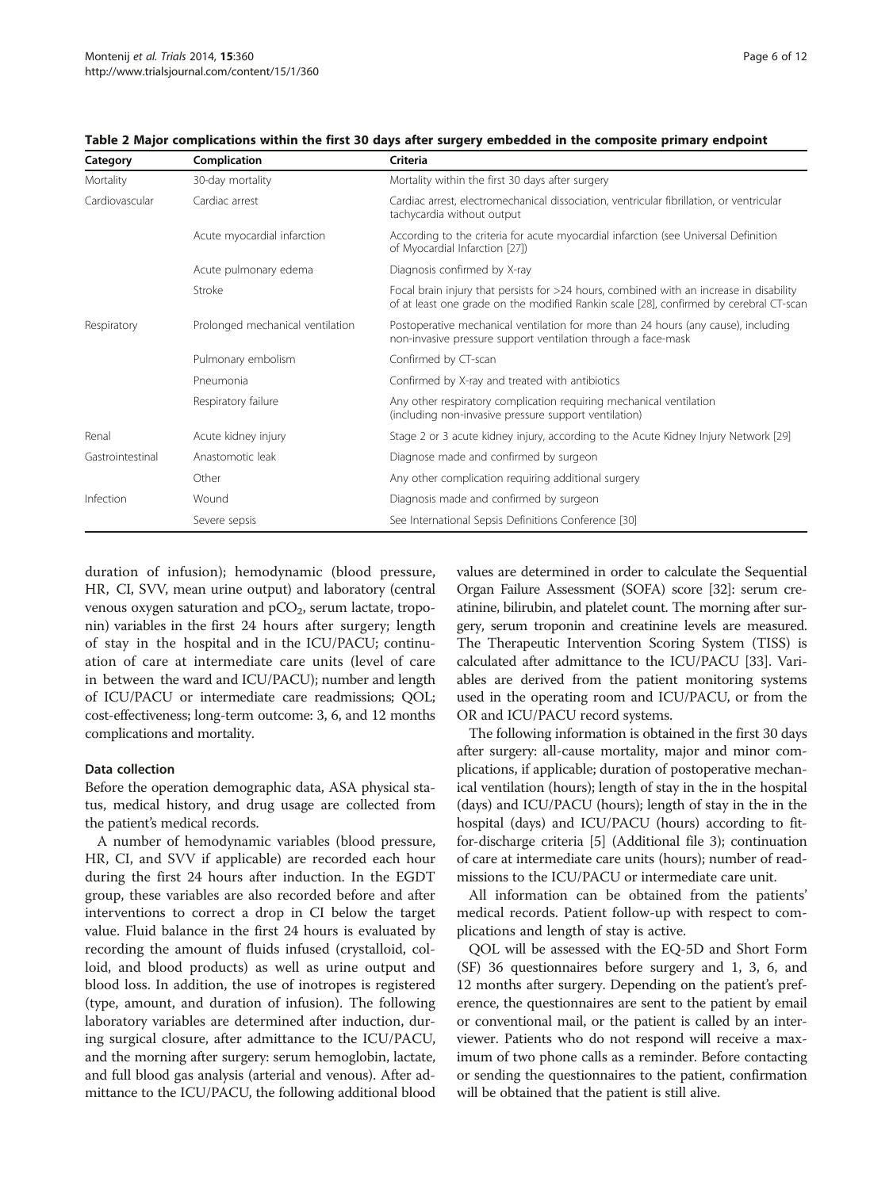**Table 2 Major complications within the first 30 days after surgery embedded in the composite primary endpoint**

| Category | Complication | Criteria |
| --- | --- | --- |
| Mortality | 30-day mortality | Mortality within the first 30 days after surgery |
| Cardiovascular | Cardiac arrest | Cardiac arrest, electromechanical dissociation, ventricular fibrillation, or ventricular tachycardia without output |
| | Acute myocardial infarction | According to the criteria for acute myocardial infarction (see Universal Definition of Myocardial Infarction [27]) |
| | Acute pulmonary edema | Diagnosis confirmed by X-ray |
| | Stroke | Focal brain injury that persists for >24 hours, combined with an increase in disability of at least one grade on the modified Rankin scale [28], confirmed by cerebral CT-scan |
| Respiratory | Prolonged mechanical ventilation | Postoperative mechanical ventilation for more than 24 hours (any cause), including non-invasive pressure support ventilation through a face-mask |
| | Pulmonary embolism | Confirmed by CT-scan |
| | Pneumonia | Confirmed by X-ray and treated with antibiotics |
| | Respiratory failure | Any other respiratory complication requiring mechanical ventilation (including non-invasive pressure support ventilation) |
| Renal | Acute kidney injury | Stage 2 or 3 acute kidney injury, according to the Acute Kidney Injury Network [29] |
| Gastrointestinal | Anastomotic leak | Diagnose made and confirmed by surgeon |
| | Other | Any other complication requiring additional surgery |
| Infection | Wound | Diagnosis made and confirmed by surgeon |
| | Severe sepsis | See International Sepsis Definitions Conference [30] |

duration of infusion); hemodynamic (blood pressure, HR, CI, SVV, mean urine output) and laboratory (central venous oxygen saturation and $pCO_2$, serum lactate, troponin) variables in the first 24 hours after surgery; length of stay in the hospital and in the ICU/PACU; continuation of care at intermediate care units (level of care in between the ward and ICU/PACU); number and length of ICU/PACU or intermediate care readmissions; QOL; cost-effectiveness; long-term outcome: 3, 6, and 12 months complications and mortality.

#### Data collection

Before the operation demographic data, ASA physical status, medical history, and drug usage are collected from the patient's medical records.

A number of hemodynamic variables (blood pressure, HR, CI, and SVV if applicable) are recorded each hour during the first 24 hours after induction. In the EGDT group, these variables are also recorded before and after interventions to correct a drop in CI below the target value. Fluid balance in the first 24 hours is evaluated by recording the amount of fluids infused (crystalloid, colloid, and blood products) as well as urine output and blood loss. In addition, the use of inotropes is registered (type, amount, and duration of infusion). The following laboratory variables are determined after induction, during surgical closure, after admittance to the ICU/PACU, and the morning after surgery: serum hemoglobin, lactate, and full blood gas analysis (arterial and venous). After admittance to the ICU/PACU, the following additional blood values are determined in order to calculate the Sequential Organ Failure Assessment (SOFA) score [32]: serum creatinine, bilirubin, and platelet count. The morning after surgery, serum troponin and creatinine levels are measured. The Therapeutic Intervention Scoring System (TISS) is calculated after admittance to the ICU/PACU [33]. Variables are derived from the patient monitoring systems used in the operating room and ICU/PACU, or from the OR and ICU/PACU record systems.

The following information is obtained in the first 30 days after surgery: all-cause mortality, major and minor complications, if applicable; duration of postoperative mechanical ventilation (hours); length of stay in the in the hospital (days) and ICU/PACU (hours); length of stay in the in the hospital (days) and ICU/PACU (hours) according to fit-for-discharge criteria [5] (Additional file 3); continuation of care at intermediate care units (hours); number of readmissions to the ICU/PACU or intermediate care unit.

All information can be obtained from the patients' medical records. Patient follow-up with respect to complications and length of stay is active.

QOL will be assessed with the EQ-5D and Short Form (SF) 36 questionnaires before surgery and 1, 3, 6, and 12 months after surgery. Depending on the patient's preference, the questionnaires are sent to the patient by email or conventional mail, or the patient is called by an interviewer. Patients who do not respond will receive a maximum of two phone calls as a reminder. Before contacting or sending the questionnaires to the patient, confirmation will be obtained that the patient is still alive.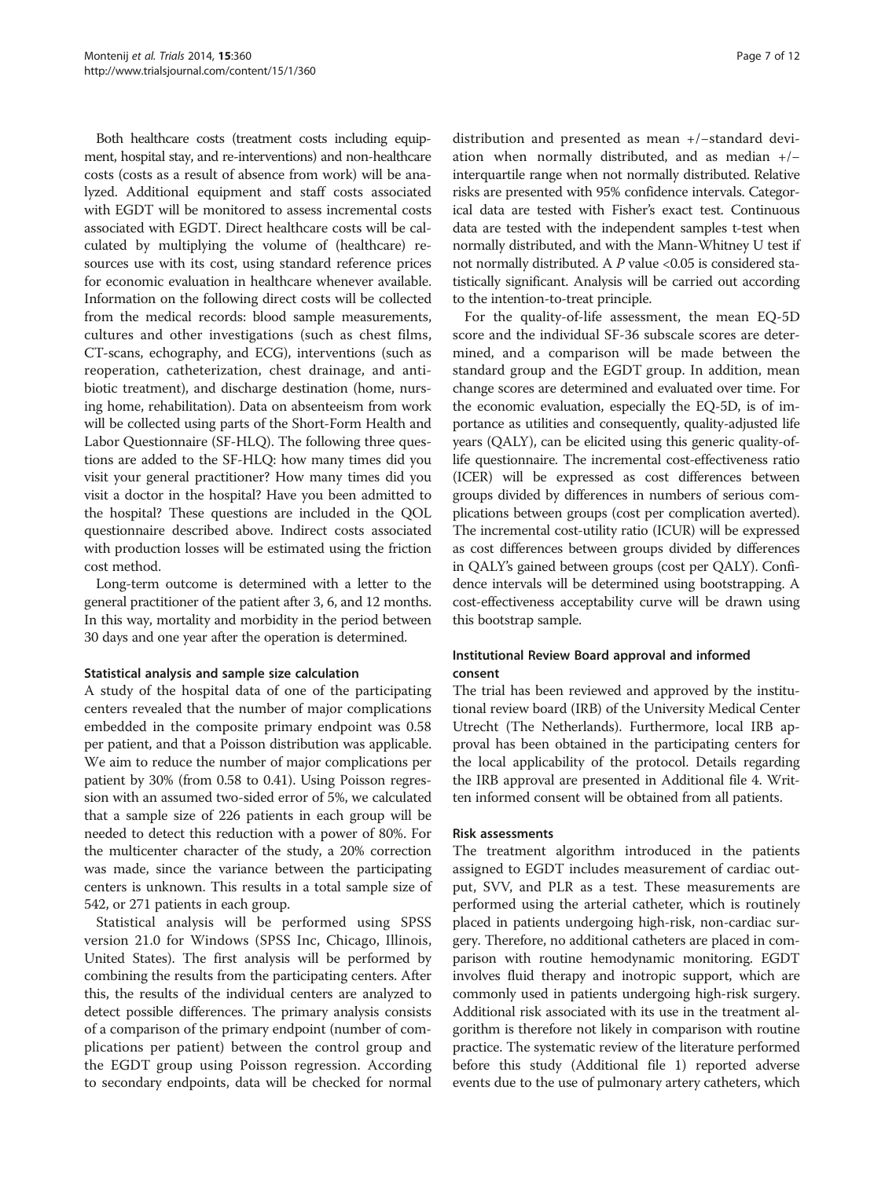Both healthcare costs (treatment costs including equipment, hospital stay, and re-interventions) and non-healthcare costs (costs as a result of absence from work) will be analyzed. Additional equipment and staff costs associated with EGDT will be monitored to assess incremental costs associated with EGDT. Direct healthcare costs will be calculated by multiplying the volume of (healthcare) resources use with its cost, using standard reference prices for economic evaluation in healthcare whenever available. Information on the following direct costs will be collected from the medical records: blood sample measurements, cultures and other investigations (such as chest films, CT-scans, echography, and ECG), interventions (such as reoperation, catheterization, chest drainage, and antibiotic treatment), and discharge destination (home, nursing home, rehabilitation). Data on absenteeism from work will be collected using parts of the Short-Form Health and Labor Questionnaire (SF-HLQ). The following three questions are added to the SF-HLQ: how many times did you visit your general practitioner? How many times did you visit a doctor in the hospital? Have you been admitted to the hospital? These questions are included in the QOL questionnaire described above. Indirect costs associated with production losses will be estimated using the friction cost method.

Long-term outcome is determined with a letter to the general practitioner of the patient after 3, 6, and 12 months. In this way, mortality and morbidity in the period between 30 days and one year after the operation is determined.

#### Statistical analysis and sample size calculation

A study of the hospital data of one of the participating centers revealed that the number of major complications embedded in the composite primary endpoint was 0.58 per patient, and that a Poisson distribution was applicable. We aim to reduce the number of major complications per patient by 30% (from 0.58 to 0.41). Using Poisson regression with an assumed two-sided error of 5%, we calculated that a sample size of 226 patients in each group will be needed to detect this reduction with a power of 80%. For the multicenter character of the study, a 20% correction was made, since the variance between the participating centers is unknown. This results in a total sample size of 542, or 271 patients in each group.

Statistical analysis will be performed using SPSS version 21.0 for Windows (SPSS Inc, Chicago, Illinois, United States). The first analysis will be performed by combining the results from the participating centers. After this, the results of the individual centers are analyzed to detect possible differences. The primary analysis consists of a comparison of the primary endpoint (number of complications per patient) between the control group and the EGDT group using Poisson regression. According to secondary endpoints, data will be checked for normal distribution and presented as mean +/−standard deviation when normally distributed, and as median +/− interquartile range when not normally distributed. Relative risks are presented with 95% confidence intervals. Categorical data are tested with Fisher's exact test. Continuous data are tested with the independent samples t-test when normally distributed, and with the Mann-Whitney U test if not normally distributed. A *P* value <0.05 is considered statistically significant. Analysis will be carried out according to the intention-to-treat principle.

For the quality-of-life assessment, the mean EQ-5D score and the individual SF-36 subscale scores are determined, and a comparison will be made between the standard group and the EGDT group. In addition, mean change scores are determined and evaluated over time. For the economic evaluation, especially the EQ-5D, is of importance as utilities and consequently, quality-adjusted life years (QALY), can be elicited using this generic quality-of-life questionnaire. The incremental cost-effectiveness ratio (ICER) will be expressed as cost differences between groups divided by differences in numbers of serious complications between groups (cost per complication averted). The incremental cost-utility ratio (ICUR) will be expressed as cost differences between groups divided by differences in QALY's gained between groups (cost per QALY). Confidence intervals will be determined using bootstrapping. A cost-effectiveness acceptability curve will be drawn using this bootstrap sample.

#### Institutional Review Board approval and informed consent

The trial has been reviewed and approved by the institutional review board (IRB) of the University Medical Center Utrecht (The Netherlands). Furthermore, local IRB approval has been obtained in the participating centers for the local applicability of the protocol. Details regarding the IRB approval are presented in Additional file 4. Written informed consent will be obtained from all patients.

#### Risk assessments

The treatment algorithm introduced in the patients assigned to EGDT includes measurement of cardiac output, SVV, and PLR as a test. These measurements are performed using the arterial catheter, which is routinely placed in patients undergoing high-risk, non-cardiac surgery. Therefore, no additional catheters are placed in comparison with routine hemodynamic monitoring. EGDT involves fluid therapy and inotropic support, which are commonly used in patients undergoing high-risk surgery. Additional risk associated with its use in the treatment algorithm is therefore not likely in comparison with routine practice. The systematic review of the literature performed before this study (Additional file 1) reported adverse events due to the use of pulmonary artery catheters, which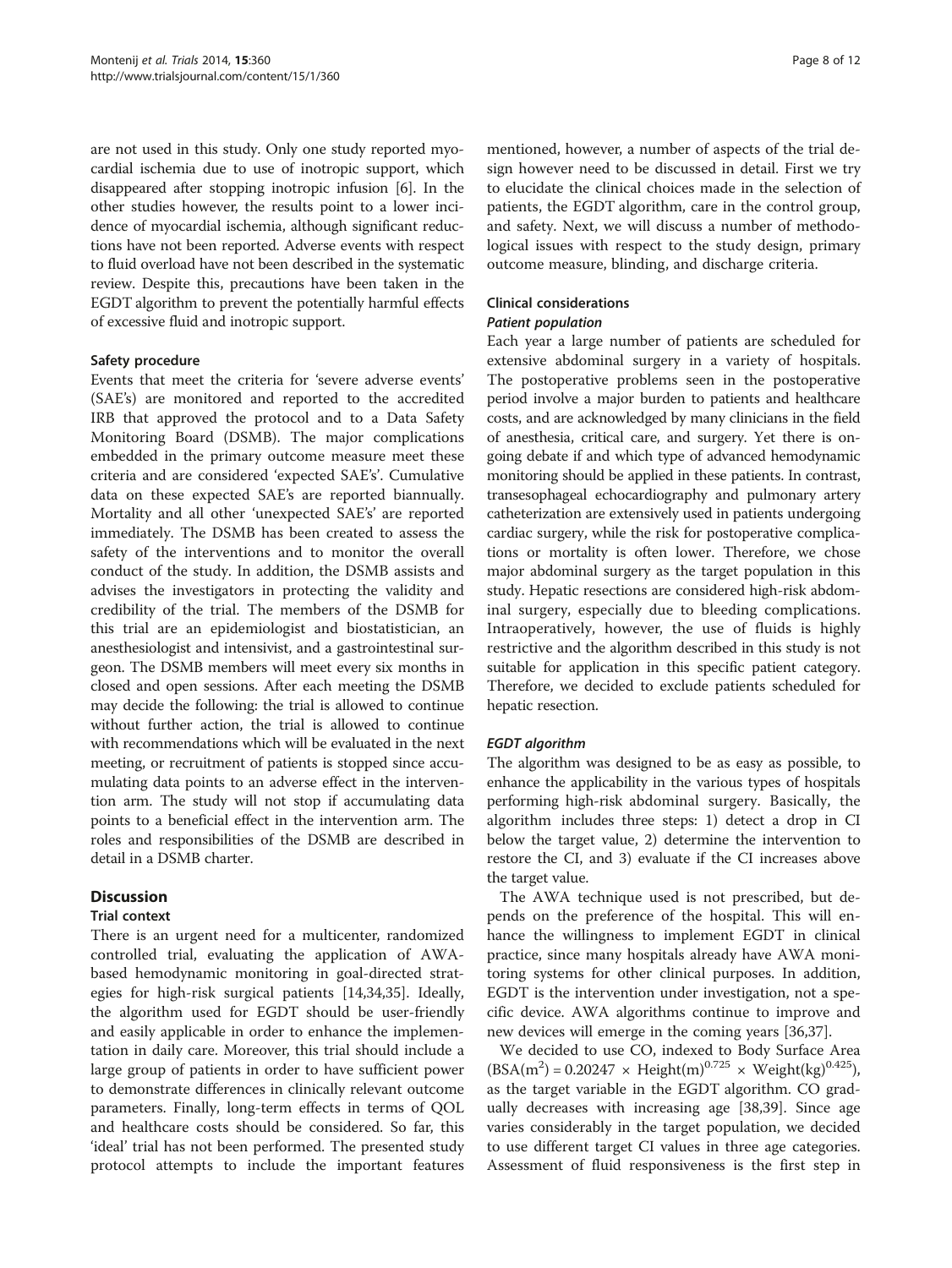are not used in this study. Only one study reported myocardial ischemia due to use of inotropic support, which disappeared after stopping inotropic infusion [6]. In the other studies however, the results point to a lower incidence of myocardial ischemia, although significant reductions have not been reported. Adverse events with respect to fluid overload have not been described in the systematic review. Despite this, precautions have been taken in the EGDT algorithm to prevent the potentially harmful effects of excessive fluid and inotropic support.

### Safety procedure

Events that meet the criteria for 'severe adverse events' (SAE's) are monitored and reported to the accredited IRB that approved the protocol and to a Data Safety Monitoring Board (DSMB). The major complications embedded in the primary outcome measure meet these criteria and are considered 'expected SAE's'. Cumulative data on these expected SAE's are reported biannually. Mortality and all other 'unexpected SAE's' are reported immediately. The DSMB has been created to assess the safety of the interventions and to monitor the overall conduct of the study. In addition, the DSMB assists and advises the investigators in protecting the validity and credibility of the trial. The members of the DSMB for this trial are an epidemiologist and biostatistician, an anesthesiologist and intensivist, and a gastrointestinal surgeon. The DSMB members will meet every six months in closed and open sessions. After each meeting the DSMB may decide the following: the trial is allowed to continue without further action, the trial is allowed to continue with recommendations which will be evaluated in the next meeting, or recruitment of patients is stopped since accumulating data points to an adverse effect in the intervention arm. The study will not stop if accumulating data points to a beneficial effect in the intervention arm. The roles and responsibilities of the DSMB are described in detail in a DSMB charter.

## Discussion

### Trial context

There is an urgent need for a multicenter, randomized controlled trial, evaluating the application of AWA-based hemodynamic monitoring in goal-directed strategies for high-risk surgical patients [14,34,35]. Ideally, the algorithm used for EGDT should be user-friendly and easily applicable in order to enhance the implementation in daily care. Moreover, this trial should include a large group of patients in order to have sufficient power to demonstrate differences in clinically relevant outcome parameters. Finally, long-term effects in terms of QOL and healthcare costs should be considered. So far, this 'ideal' trial has not been performed. The presented study protocol attempts to include the important features mentioned, however, a number of aspects of the trial design however need to be discussed in detail. First we try to elucidate the clinical choices made in the selection of patients, the EGDT algorithm, care in the control group, and safety. Next, we will discuss a number of methodological issues with respect to the study design, primary outcome measure, blinding, and discharge criteria.

### Clinical considerations

#### *Patient population*

Each year a large number of patients are scheduled for extensive abdominal surgery in a variety of hospitals. The postoperative problems seen in the postoperative period involve a major burden to patients and healthcare costs, and are acknowledged by many clinicians in the field of anesthesia, critical care, and surgery. Yet there is ongoing debate if and which type of advanced hemodynamic monitoring should be applied in these patients. In contrast, transesophageal echocardiography and pulmonary artery catheterization are extensively used in patients undergoing cardiac surgery, while the risk for postoperative complications or mortality is often lower. Therefore, we chose major abdominal surgery as the target population in this study. Hepatic resections are considered high-risk abdominal surgery, especially due to bleeding complications. Intraoperatively, however, the use of fluids is highly restrictive and the algorithm described in this study is not suitable for application in this specific patient category. Therefore, we decided to exclude patients scheduled for hepatic resection.

#### *EGDT algorithm*

The algorithm was designed to be as easy as possible, to enhance the applicability in the various types of hospitals performing high-risk abdominal surgery. Basically, the algorithm includes three steps: 1) detect a drop in CI below the target value, 2) determine the intervention to restore the CI, and 3) evaluate if the CI increases above the target value.

The AWA technique used is not prescribed, but depends on the preference of the hospital. This will enhance the willingness to implement EGDT in clinical practice, since many hospitals already have AWA monitoring systems for other clinical purposes. In addition, EGDT is the intervention under investigation, not a specific device. AWA algorithms continue to improve and new devices will emerge in the coming years [36,37].

We decided to use CO, indexed to Body Surface Area ($BSA(m^2) = 0.20247 \times Height(m)^{0.725} \times Weight(kg)^{0.425}$), as the target variable in the EGDT algorithm. CO gradually decreases with increasing age [38,39]. Since age varies considerably in the target population, we decided to use different target CI values in three age categories. Assessment of fluid responsiveness is the first step in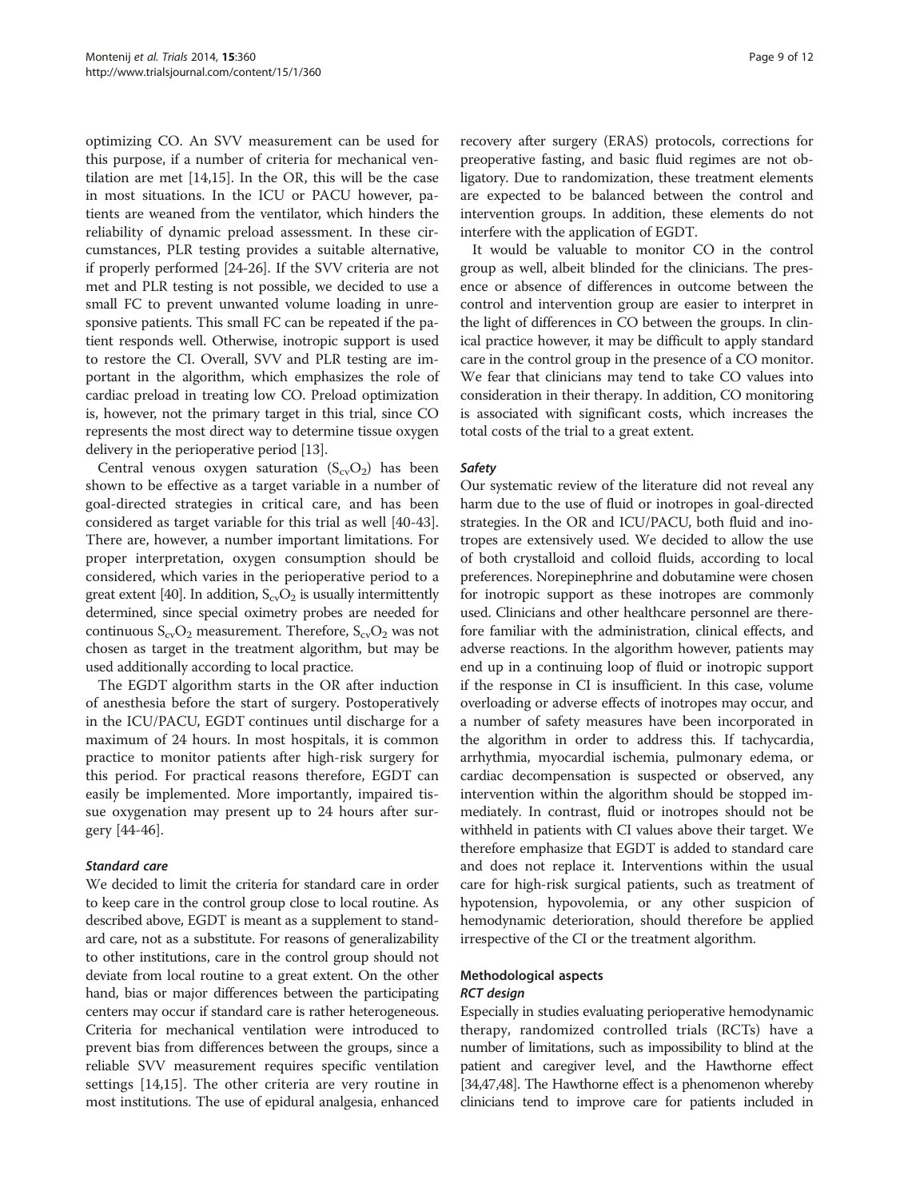optimizing CO. An SVV measurement can be used for this purpose, if a number of criteria for mechanical ventilation are met [14,15]. In the OR, this will be the case in most situations. In the ICU or PACU however, patients are weaned from the ventilator, which hinders the reliability of dynamic preload assessment. In these circumstances, PLR testing provides a suitable alternative, if properly performed [24-26]. If the SVV criteria are not met and PLR testing is not possible, we decided to use a small FC to prevent unwanted volume loading in unresponsive patients. This small FC can be repeated if the patient responds well. Otherwise, inotropic support is used to restore the CI. Overall, SVV and PLR testing are important in the algorithm, which emphasizes the role of cardiac preload in treating low CO. Preload optimization is, however, not the primary target in this trial, since CO represents the most direct way to determine tissue oxygen delivery in the perioperative period [13].

Central venous oxygen saturation ($S_{cv}O_2$) has been shown to be effective as a target variable in a number of goal-directed strategies in critical care, and has been considered as target variable for this trial as well [40-43]. There are, however, a number important limitations. For proper interpretation, oxygen consumption should be considered, which varies in the perioperative period to a great extent [40]. In addition, $S_{cv}O_2$ is usually intermittently determined, since special oximetry probes are needed for continuous $S_{cv}O_2$ measurement. Therefore, $S_{cv}O_2$ was not chosen as target in the treatment algorithm, but may be used additionally according to local practice.

The EGDT algorithm starts in the OR after induction of anesthesia before the start of surgery. Postoperatively in the ICU/PACU, EGDT continues until discharge for a maximum of 24 hours. In most hospitals, it is common practice to monitor patients after high-risk surgery for this period. For practical reasons therefore, EGDT can easily be implemented. More importantly, impaired tissue oxygenation may present up to 24 hours after surgery [44-46].

#### *Standard care*

We decided to limit the criteria for standard care in order to keep care in the control group close to local routine. As described above, EGDT is meant as a supplement to standard care, not as a substitute. For reasons of generalizability to other institutions, care in the control group should not deviate from local routine to a great extent. On the other hand, bias or major differences between the participating centers may occur if standard care is rather heterogeneous. Criteria for mechanical ventilation were introduced to prevent bias from differences between the groups, since a reliable SVV measurement requires specific ventilation settings [14,15]. The other criteria are very routine in most institutions. The use of epidural analgesia, enhanced recovery after surgery (ERAS) protocols, corrections for preoperative fasting, and basic fluid regimes are not obligatory. Due to randomization, these treatment elements are expected to be balanced between the control and intervention groups. In addition, these elements do not interfere with the application of EGDT.

It would be valuable to monitor CO in the control group as well, albeit blinded for the clinicians. The presence or absence of differences in outcome between the control and intervention group are easier to interpret in the light of differences in CO between the groups. In clinical practice however, it may be difficult to apply standard care in the control group in the presence of a CO monitor. We fear that clinicians may tend to take CO values into consideration in their therapy. In addition, CO monitoring is associated with significant costs, which increases the total costs of the trial to a great extent.

#### *Safety*

Our systematic review of the literature did not reveal any harm due to the use of fluid or inotropes in goal-directed strategies. In the OR and ICU/PACU, both fluid and inotropes are extensively used. We decided to allow the use of both crystalloid and colloid fluids, according to local preferences. Norepinephrine and dobutamine were chosen for inotropic support as these inotropes are commonly used. Clinicians and other healthcare personnel are therefore familiar with the administration, clinical effects, and adverse reactions. In the algorithm however, patients may end up in a continuing loop of fluid or inotropic support if the response in CI is insufficient. In this case, volume overloading or adverse effects of inotropes may occur, and a number of safety measures have been incorporated in the algorithm in order to address this. If tachycardia, arrhythmia, myocardial ischemia, pulmonary edema, or cardiac decompensation is suspected or observed, any intervention within the algorithm should be stopped immediately. In contrast, fluid or inotropes should not be withheld in patients with CI values above their target. We therefore emphasize that EGDT is added to standard care and does not replace it. Interventions within the usual care for high-risk surgical patients, such as treatment of hypotension, hypovolemia, or any other suspicion of hemodynamic deterioration, should therefore be applied irrespective of the CI or the treatment algorithm.

### Methodological aspects

#### *RCT design*

Especially in studies evaluating perioperative hemodynamic therapy, randomized controlled trials (RCTs) have a number of limitations, such as impossibility to blind at the patient and caregiver level, and the Hawthorne effect [34,47,48]. The Hawthorne effect is a phenomenon whereby clinicians tend to improve care for patients included in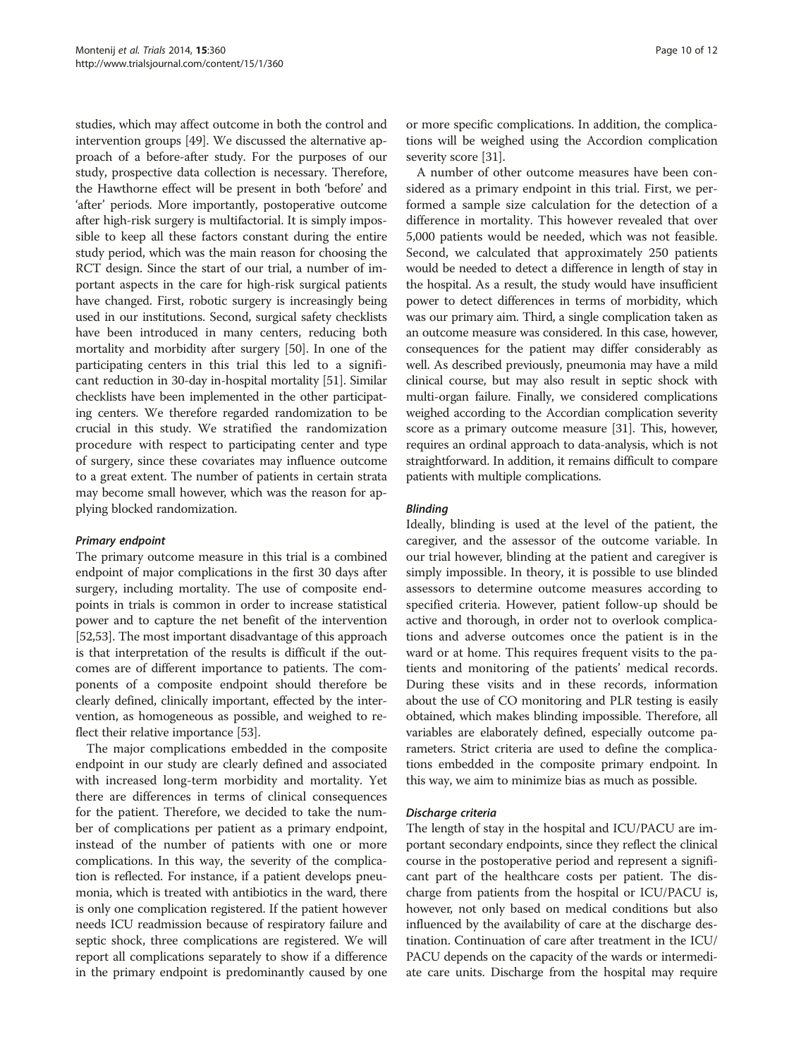studies, which may affect outcome in both the control and intervention groups [49]. We discussed the alternative approach of a before-after study. For the purposes of our study, prospective data collection is necessary. Therefore, the Hawthorne effect will be present in both 'before' and 'after' periods. More importantly, postoperative outcome after high-risk surgery is multifactorial. It is simply impossible to keep all these factors constant during the entire study period, which was the main reason for choosing the RCT design. Since the start of our trial, a number of important aspects in the care for high-risk surgical patients have changed. First, robotic surgery is increasingly being used in our institutions. Second, surgical safety checklists have been introduced in many centers, reducing both mortality and morbidity after surgery [50]. In one of the participating centers in this trial this led to a significant reduction in 30-day in-hospital mortality [51]. Similar checklists have been implemented in the other participating centers. We therefore regarded randomization to be crucial in this study. We stratified the randomization procedure with respect to participating center and type of surgery, since these covariates may influence outcome to a great extent. The number of patients in certain strata may become small however, which was the reason for applying blocked randomization.

#### *Primary endpoint*

The primary outcome measure in this trial is a combined endpoint of major complications in the first 30 days after surgery, including mortality. The use of composite endpoints in trials is common in order to increase statistical power and to capture the net benefit of the intervention [52,53]. The most important disadvantage of this approach is that interpretation of the results is difficult if the outcomes are of different importance to patients. The components of a composite endpoint should therefore be clearly defined, clinically important, effected by the intervention, as homogeneous as possible, and weighed to reflect their relative importance [53].

The major complications embedded in the composite endpoint in our study are clearly defined and associated with increased long-term morbidity and mortality. Yet there are differences in terms of clinical consequences for the patient. Therefore, we decided to take the number of complications per patient as a primary endpoint, instead of the number of patients with one or more complications. In this way, the severity of the complication is reflected. For instance, if a patient develops pneumonia, which is treated with antibiotics in the ward, there is only one complication registered. If the patient however needs ICU readmission because of respiratory failure and septic shock, three complications are registered. We will report all complications separately to show if a difference in the primary endpoint is predominantly caused by one or more specific complications. In addition, the complications will be weighed using the Accordion complication severity score [31].

A number of other outcome measures have been considered as a primary endpoint in this trial. First, we performed a sample size calculation for the detection of a difference in mortality. This however revealed that over 5,000 patients would be needed, which was not feasible. Second, we calculated that approximately 250 patients would be needed to detect a difference in length of stay in the hospital. As a result, the study would have insufficient power to detect differences in terms of morbidity, which was our primary aim. Third, a single complication taken as an outcome measure was considered. In this case, however, consequences for the patient may differ considerably as well. As described previously, pneumonia may have a mild clinical course, but may also result in septic shock with multi-organ failure. Finally, we considered complications weighed according to the Accordian complication severity score as a primary outcome measure [31]. This, however, requires an ordinal approach to data-analysis, which is not straightforward. In addition, it remains difficult to compare patients with multiple complications.

#### *Blinding*

Ideally, blinding is used at the level of the patient, the caregiver, and the assessor of the outcome variable. In our trial however, blinding at the patient and caregiver is simply impossible. In theory, it is possible to use blinded assessors to determine outcome measures according to specified criteria. However, patient follow-up should be active and thorough, in order not to overlook complications and adverse outcomes once the patient is in the ward or at home. This requires frequent visits to the patients and monitoring of the patients' medical records. During these visits and in these records, information about the use of CO monitoring and PLR testing is easily obtained, which makes blinding impossible. Therefore, all variables are elaborately defined, especially outcome parameters. Strict criteria are used to define the complications embedded in the composite primary endpoint. In this way, we aim to minimize bias as much as possible.

#### *Discharge criteria*

The length of stay in the hospital and ICU/PACU are important secondary endpoints, since they reflect the clinical course in the postoperative period and represent a significant part of the healthcare costs per patient. The discharge from patients from the hospital or ICU/PACU is, however, not only based on medical conditions but also influenced by the availability of care at the discharge destination. Continuation of care after treatment in the ICU/PACU depends on the capacity of the wards or intermediate care units. Discharge from the hospital may require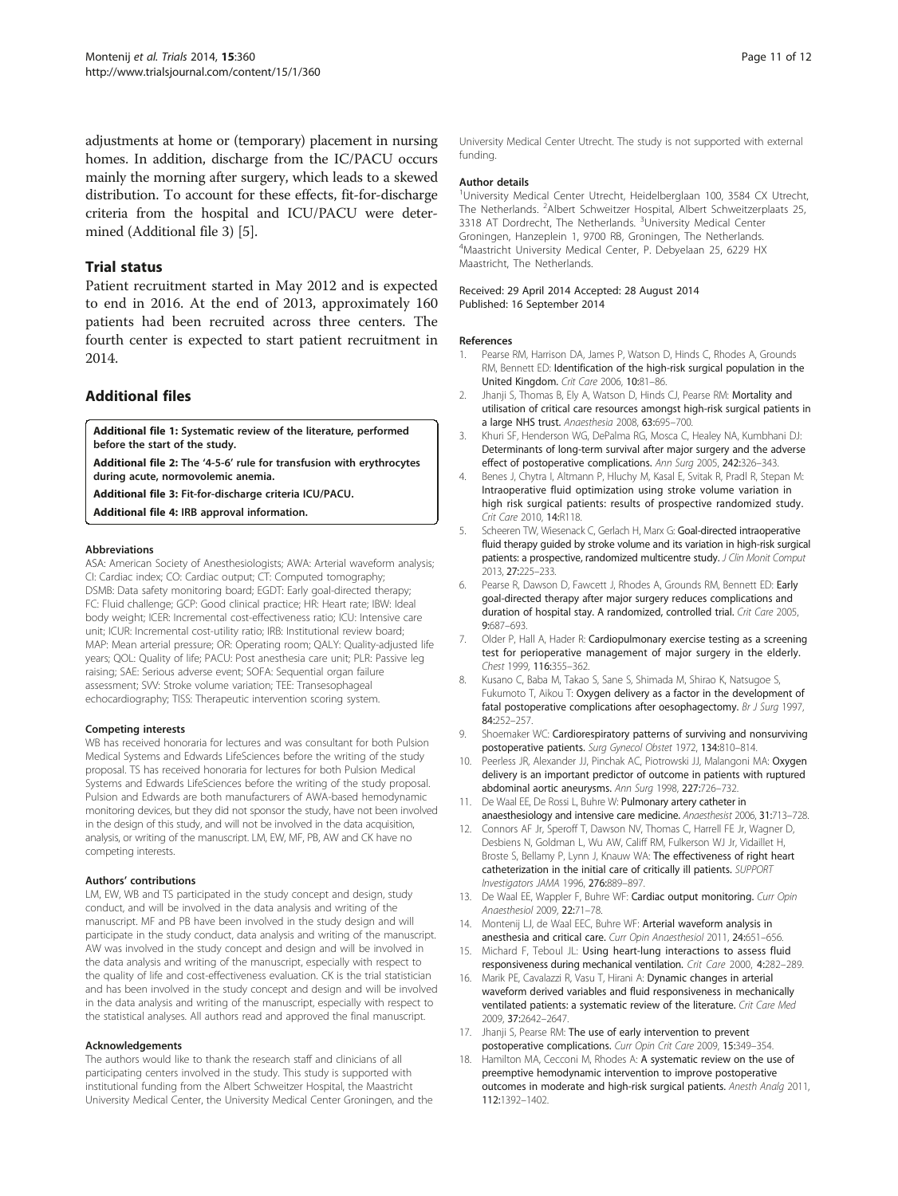adjustments at home or (temporary) placement in nursing homes. In addition, discharge from the IC/PACU occurs mainly the morning after surgery, which leads to a skewed distribution. To account for these effects, fit-for-discharge criteria from the hospital and ICU/PACU were determined (Additional file 3) [5].

## Trial status

Patient recruitment started in May 2012 and is expected to end in 2016. At the end of 2013, approximately 160 patients had been recruited across three centers. The fourth center is expected to start patient recruitment in 2014.

## Additional files

**Additional file 1: Systematic review of the literature, performed before the start of the study.**

**Additional file 2: The '4-5-6' rule for transfusion with erythrocytes during acute, normovolemic anemia.**

**Additional file 3: Fit-for-discharge criteria ICU/PACU.**

**Additional file 4: IRB approval information.**

#### Abbreviations

ASA: American Society of Anesthesiologists; AWA: Arterial waveform analysis; CI: Cardiac index; CO: Cardiac output; CT: Computed tomography; DSMB: Data safety monitoring board; EGDT: Early goal-directed therapy; FC: Fluid challenge; GCP: Good clinical practice; HR: Heart rate; IBW: Ideal body weight; ICER: Incremental cost-effectiveness ratio; ICU: Intensive care unit; ICUR: Incremental cost-utility ratio; IRB: Institutional review board; MAP: Mean arterial pressure; OR: Operating room; QALY: Quality-adjusted life years; QOL: Quality of life; PACU: Post anesthesia care unit; PLR: Passive leg raising; SAE: Serious adverse event; SOFA: Sequential organ failure assessment; SVV: Stroke volume variation; TEE: Transesophageal echocardiography; TISS: Therapeutic intervention scoring system.

#### Competing interests

WB has received honoraria for lectures and was consultant for both Pulsion Medical Systems and Edwards LifeSciences before the writing of the study proposal. TS has received honoraria for lectures for both Pulsion Medical Systems and Edwards LifeSciences before the writing of the study proposal. Pulsion and Edwards are both manufacturers of AWA-based hemodynamic monitoring devices, but they did not sponsor the study, have not been involved in the design of this study, and will not be involved in the data acquisition, analysis, or writing of the manuscript. LM, EW, MF, PB, AW and CK have no competing interests.

#### Authors' contributions

LM, EW, WB and TS participated in the study concept and design, study conduct, and will be involved in the data analysis and writing of the manuscript. MF and PB have been involved in the study design and will participate in the study conduct, data analysis and writing of the manuscript. AW was involved in the study concept and design and will be involved in the data analysis and writing of the manuscript, especially with respect to the quality of life and cost-effectiveness evaluation. CK is the trial statistician and has been involved in the study concept and design and will be involved in the data analysis and writing of the manuscript, especially with respect to the statistical analyses. All authors read and approved the final manuscript.

#### Acknowledgements

The authors would like to thank the research staff and clinicians of all participating centers involved in the study. This study is supported with institutional funding from the Albert Schweitzer Hospital, the Maastricht University Medical Center, the University Medical Center Groningen, and the University Medical Center Utrecht. The study is not supported with external funding.

#### Author details

[1]University Medical Center Utrecht, Heidelberglaan 100, 3584 CX Utrecht, The Netherlands. [2]Albert Schweitzer Hospital, Albert Schweitzerplaats 25, 3318 AT Dordrecht, The Netherlands. [3]University Medical Center Groningen, Hanzeplein 1, 9700 RB, Groningen, The Netherlands. [4]Maastricht University Medical Center, P. Debyelaan 25, 6229 HX Maastricht, The Netherlands.

Received: 29 April 2014 Accepted: 28 August 2014
Published: 16 September 2014

#### References

1. Pearse RM, Harrison DA, James P, Watson D, Hinds C, Rhodes A, Grounds RM, Bennett ED: **Identification of the high-risk surgical population in the United Kingdom.** *Crit Care* 2006, **10:**81–86.
2. Jhanji S, Thomas B, Ely A, Watson D, Hinds CJ, Pearse RM: **Mortality and utilisation of critical care resources amongst high-risk surgical patients in a large NHS trust.** *Anaesthesia* 2008, **63:**695–700.
3. Khuri SF, Henderson WG, DePalma RG, Mosca C, Healey NA, Kumbhani DJ: **Determinants of long-term survival after major surgery and the adverse effect of postoperative complications.** *Ann Surg* 2005, **242:**326–343.
4. Benes J, Chytra I, Altmann P, Hluchy M, Kasal E, Svitak R, Pradl R, Stepan M: **Intraoperative fluid optimization using stroke volume variation in high risk surgical patients: results of prospective randomized study.** *Crit Care* 2010, **14:**R118.
5. Scheeren TW, Wiesenack C, Gerlach H, Marx G: **Goal-directed intraoperative fluid therapy guided by stroke volume and its variation in high-risk surgical patients: a prospective, randomized multicentre study.** *J Clin Monit Comput* 2013, **27:**225–233.
6. Pearse R, Dawson D, Fawcett J, Rhodes A, Grounds RM, Bennett ED: **Early goal-directed therapy after major surgery reduces complications and duration of hospital stay. A randomized, controlled trial.** *Crit Care* 2005, **9:**687–693.
7. Older P, Hall A, Hader R: **Cardiopulmonary exercise testing as a screening test for perioperative management of major surgery in the elderly.** *Chest* 1999, **116:**355–362.
8. Kusano C, Baba M, Takao S, Sane S, Shimada M, Shirao K, Natsugoe S, Fukumoto T, Aikou T: **Oxygen delivery as a factor in the development of fatal postoperative complications after oesophagectomy.** *Br J Surg* 1997, **84:**252–257.
9. Shoemaker WC: **Cardiorespiratory patterns of surviving and nonsurviving postoperative patients.** *Surg Gynecol Obstet* 1972, **134:**810–814.
10. Peerless JR, Alexander JJ, Pinchak AC, Piotrowski JJ, Malangoni MA: **Oxygen delivery is an important predictor of outcome in patients with ruptured abdominal aortic aneurysms.** *Ann Surg* 1998, **227:**726–732.
11. De Waal EE, De Rossi L, Buhre W: **Pulmonary artery catheter in anaesthesiology and intensive care medicine.** *Anaesthesist* 2006, **31:**713–728.
12. Connors AF Jr, Speroff T, Dawson NV, Thomas C, Harrell FE Jr, Wagner D, Desbiens N, Goldman L, Wu AW, Califf RM, Fulkerson WJ Jr, Vidaillet H, Broste S, Bellamy P, Lynn J, Knauw WA: **The effectiveness of right heart catheterization in the initial care of critically ill patients.** *SUPPORT Investigators JAMA* 1996, **276:**889–897.
13. De Waal EE, Wappler F, Buhre WF: **Cardiac output monitoring.** *Curr Opin Anaesthesiol* 2009, **22:**71–78.
14. Montenij LJ, de Waal EEC, Buhre WF: **Arterial waveform analysis in anesthesia and critical care.** *Curr Opin Anaesthesiol* 2011, **24:**651–656.
15. Michard F, Teboul JL: **Using heart-lung interactions to assess fluid responsiveness during mechanical ventilation.** *Crit Care* 2000, **4:**282–289.
16. Marik PE, Cavalazzi R, Vasu T, Hirani A: **Dynamic changes in arterial waveform derived variables and fluid responsiveness in mechanically ventilated patients: a systematic review of the literature.** *Crit Care Med* 2009, **37:**2642–2647.
17. Jhanji S, Pearse RM: **The use of early intervention to prevent postoperative complications.** *Curr Opin Crit Care* 2009, **15:**349–354.
18. Hamilton MA, Cecconi M, Rhodes A: **A systematic review on the use of preemptive hemodynamic intervention to improve postoperative outcomes in moderate and high-risk surgical patients.** *Anesth Analg* 2011, **112:**1392–1402.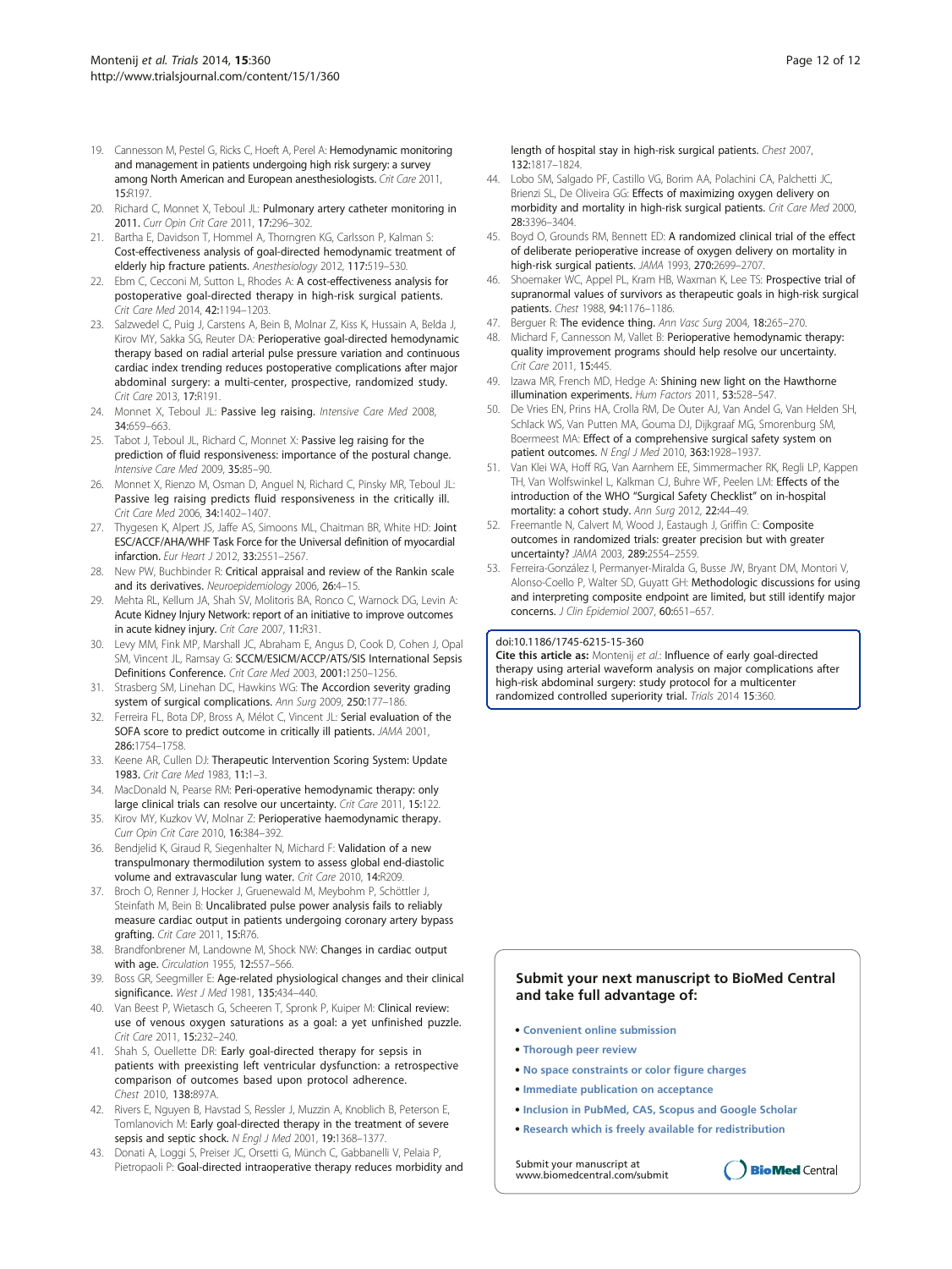19. Cannesson M, Pestel G, Ricks C, Hoeft A, Perel A: **Hemodynamic monitoring and management in patients undergoing high risk surgery: a survey among North American and European anesthesiologists.** *Crit Care* 2011, **15:**R197.
20. Richard C, Monnet X, Teboul JL: **Pulmonary artery catheter monitoring in 2011.** *Curr Opin Crit Care* 2011, **17:**296–302.
21. Bartha E, Davidson T, Hommel A, Thorngren KG, Carlsson P, Kalman S: **Cost-effectiveness analysis of goal-directed hemodynamic treatment of elderly hip fracture patients.** *Anesthesiology* 2012, **117:**519–530.
22. Ebm C, Cecconi M, Sutton L, Rhodes A: **A cost-effectiveness analysis for postoperative goal-directed therapy in high-risk surgical patients.** *Crit Care Med* 2014, **42:**1194–1203.
23. Salzwedel C, Puig J, Carstens A, Bein B, Molnar Z, Kiss K, Hussain A, Belda J, Kirov MY, Sakka SG, Reuter DA: **Perioperative goal-directed hemodynamic therapy based on radial arterial pulse pressure variation and continuous cardiac index trending reduces postoperative complications after major abdominal surgery: a multi-center, prospective, randomized study.** *Crit Care* 2013, **17:**R191.
24. Monnet X, Teboul JL: **Passive leg raising.** *Intensive Care Med* 2008, **34:**659–663.
25. Tabot J, Teboul JL, Richard C, Monnet X: **Passive leg raising for the prediction of fluid responsiveness: importance of the postural change.** *Intensive Care Med* 2009, **35:**85–90.
26. Monnet X, Rienzo M, Osman D, Anguel N, Richard C, Pinsky MR, Teboul JL: **Passive leg raising predicts fluid responsiveness in the critically ill.** *Crit Care Med* 2006, **34:**1402–1407.
27. Thygesen K, Alpert JS, Jaffe AS, Simoons ML, Chaitman BR, White HD: **Joint ESC/ACCF/AHA/WHF Task Force for the Universal definition of myocardial infarction.** *Eur Heart J* 2012, **33:**2551–2567.
28. New PW, Buchbinder R: **Critical appraisal and review of the Rankin scale and its derivatives.** *Neuroepidemiology* 2006, **26:**4–15.
29. Mehta RL, Kellum JA, Shah SV, Molitoris BA, Ronco C, Warnock DG, Levin A: **Acute Kidney Injury Network: report of an initiative to improve outcomes in acute kidney injury.** *Crit Care* 2007, **11:**R31.
30. Levy MM, Fink MP, Marshall JC, Abraham E, Angus D, Cook D, Cohen J, Opal SM, Vincent JL, Ramsay G: **SCCM/ESICM/ACCP/ATS/SIS International Sepsis Definitions Conference.** *Crit Care Med* 2003, **2001:**1250–1256.
31. Strasberg SM, Linehan DC, Hawkins WG: **The Accordion severity grading system of surgical complications.** *Ann Surg* 2009, **250:**177–186.
32. Ferreira FL, Bota DP, Bross A, Mélot C, Vincent JL: **Serial evaluation of the SOFA score to predict outcome in critically ill patients.** *JAMA* 2001, **286:**1754–1758.
33. Keene AR, Cullen DJ: **Therapeutic Intervention Scoring System: Update 1983.** *Crit Care Med* 1983, **11:**1–3.
34. MacDonald N, Pearse RM: **Peri-operative hemodynamic therapy: only large clinical trials can resolve our uncertainty.** *Crit Care* 2011, **15:**122.
35. Kirov MY, Kuzkov VV, Molnar Z: **Perioperative haemodynamic therapy.** *Curr Opin Crit Care* 2010, **16:**384–392.
36. Bendjelid K, Giraud R, Siegenhalter N, Michard F: **Validation of a new transpulmonary thermodilution system to assess global end-diastolic volume and extravascular lung water.** *Crit Care* 2010, **14:**R209.
37. Broch O, Renner J, Hocker J, Gruenewald M, Meybohm P, Schöttler J, Steinfath M, Bein B: **Uncalibrated pulse power analysis fails to reliably measure cardiac output in patients undergoing coronary artery bypass grafting.** *Crit Care* 2011, **15:**R76.
38. Brandfonbrener M, Landowne M, Shock NW: **Changes in cardiac output with age.** *Circulation* 1955, **12:**557–566.
39. Boss GR, Seegmiller E: **Age-related physiological changes and their clinical significance.** *West J Med* 1981, **135:**434–440.
40. Van Beest P, Wietasch G, Scheeren T, Spronk P, Kuiper M: **Clinical review: use of venous oxygen saturations as a goal: a yet unfinished puzzle.** *Crit Care* 2011, **15:**232–240.
41. Shah S, Ouellette DR: **Early goal-directed therapy for sepsis in patients with preexisting left ventricular dysfunction: a retrospective comparison of outcomes based upon protocol adherence.** *Chest* 2010, **138:**897A.
42. Rivers E, Nguyen B, Havstad S, Ressler J, Muzzin A, Knoblich B, Peterson E, Tomlanovich M: **Early goal-directed therapy in the treatment of severe sepsis and septic shock.** *N Engl J Med* 2001, **19:**1368–1377.
43. Donati A, Loggi S, Preiser JC, Orsetti G, Münch C, Gabbanelli V, Pelaia P, Pietropaoli P: **Goal-directed intraoperative therapy reduces morbidity and length of hospital stay in high-risk surgical patients.** *Chest* 2007, **132:**1817–1824.
44. Lobo SM, Salgado PF, Castillo VG, Borim AA, Polachini CA, Palchetti JC, Brienzi SL, De Oliveira GG: **Effects of maximizing oxygen delivery on morbidity and mortality in high-risk surgical patients.** *Crit Care Med* 2000, **28:**3396–3404.
45. Boyd O, Grounds RM, Bennett ED: **A randomized clinical trial of the effect of deliberate perioperative increase of oxygen delivery on mortality in high-risk surgical patients.** *JAMA* 1993, **270:**2699–2707.
46. Shoemaker WC, Appel PL, Kram HB, Waxman K, Lee TS: **Prospective trial of supranormal values of survivors as therapeutic goals in high-risk surgical patients.** *Chest* 1988, **94:**1176–1186.
47. Berguer R: **The evidence thing.** *Ann Vasc Surg* 2004, **18:**265–270.
48. Michard F, Cannesson M, Vallet B: **Perioperative hemodynamic therapy: quality improvement programs should help resolve our uncertainty.** *Crit Care* 2011, **15:**445.
49. Izawa MR, French MD, Hedge A: **Shining new light on the Hawthorne illumination experiments.** *Hum Factors* 2011, **53:**528–547.
50. De Vries EN, Prins HA, Crolla RM, De Outer AJ, Van Andel G, Van Helden SH, Schlack WS, Van Putten MA, Gouma DJ, Dijkgraaf MG, Smorenburg SM, Boermeest MA: **Effect of a comprehensive surgical safety system on patient outcomes.** *N Engl J Med* 2010, **363:**1928–1937.
51. Van Klei WA, Hoff RG, Van Aarnhem EE, Simmermacher RK, Regli LP, Kappen TH, Van Wolfswinkel L, Kalkman CJ, Buhre WF, Peelen LM: **Effects of the introduction of the WHO "Surgical Safety Checklist" on in-hospital mortality: a cohort study.** *Ann Surg* 2012, **22:**44–49.
52. Freemantle N, Calvert M, Wood J, Eastaugh J, Griffin C: **Composite outcomes in randomized trials: greater precision but with greater uncertainty?** *JAMA* 2003, **289:**2554–2559.
53. Ferreira-González I, Permanyer-Miralda G, Busse JW, Bryant DM, Montori V, Alonso-Coello P, Walter SD, Guyatt GH: **Methodologic discussions for using and interpreting composite endpoint are limited, but still identify major concerns.** *J Clin Epidemiol* 2007, **60:**651–657.

doi:10.1186/1745-6215-15-360

**Cite this article as:** Montenij *et al.*: Influence of early goal-directed therapy using arterial waveform analysis on major complications after high-risk abdominal surgery: study protocol for a multicenter randomized controlled superiority trial. *Trials* 2014 **15**:360.

**Submit your next manuscript to BioMed Central and take full advantage of:**

- **Convenient online submission**
- **Thorough peer review**
- **No space constraints or color figure charges**
- **Immediate publication on acceptance**
- **Inclusion in PubMed, CAS, Scopus and Google Scholar**
- **Research which is freely available for redistribution**

Submit your manuscript at www.biomedcentral.com/submit

BioMed Central